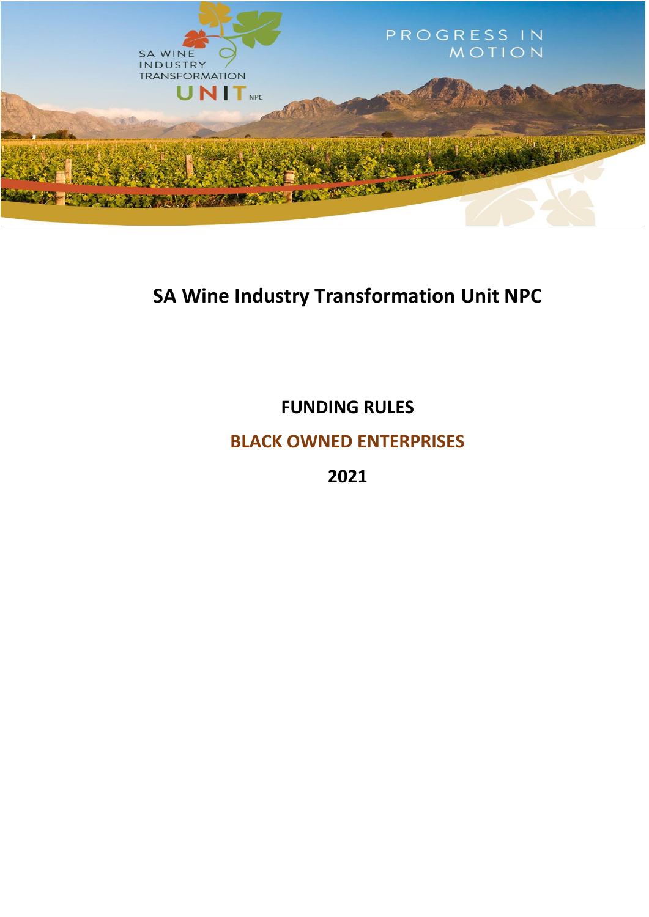SA WINE INDUSTRY TRANSFORMATION UNIT NPC

PROGRESS IN MOTION

# SA Wine Industry Transformation Unit NPC

## FUNDING RULES

## BLACK OWNED ENTERPRISES

## 2021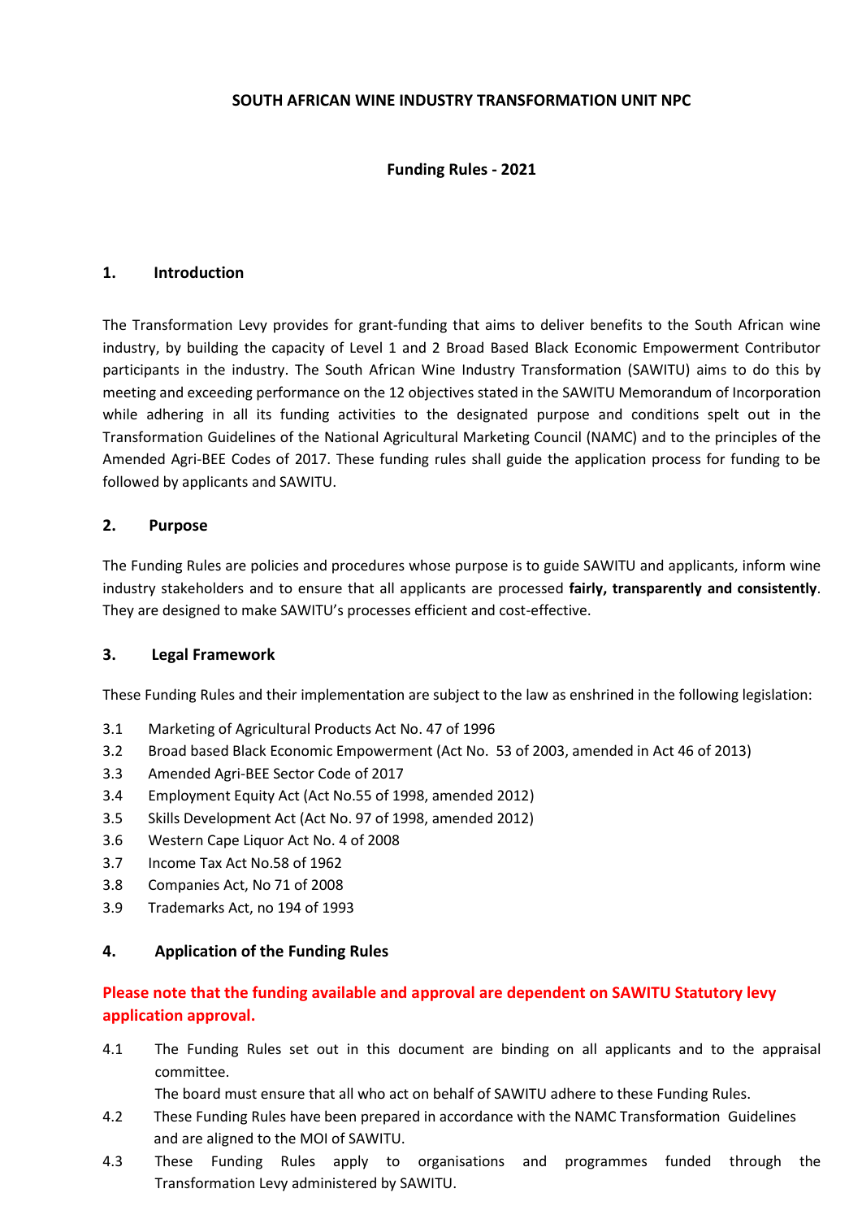**SOUTH AFRICAN WINE INDUSTRY TRANSFORMATION UNIT NPC**

**Funding Rules - 2021**

## 1. Introduction

The Transformation Levy provides for grant-funding that aims to deliver benefits to the South African wine industry, by building the capacity of Level 1 and 2 Broad Based Black Economic Empowerment Contributor participants in the industry. The South African Wine Industry Transformation (SAWITU) aims to do this by meeting and exceeding performance on the 12 objectives stated in the SAWITU Memorandum of Incorporation while adhering in all its funding activities to the designated purpose and conditions spelt out in the Transformation Guidelines of the National Agricultural Marketing Council (NAMC) and to the principles of the Amended Agri-BEE Codes of 2017. These funding rules shall guide the application process for funding to be followed by applicants and SAWITU.

## 2. Purpose

The Funding Rules are policies and procedures whose purpose is to guide SAWITU and applicants, inform wine industry stakeholders and to ensure that all applicants are processed **fairly, transparently and consistently**. They are designed to make SAWITU's processes efficient and cost-effective.

## 3. Legal Framework

These Funding Rules and their implementation are subject to the law as enshrined in the following legislation:

3.1 Marketing of Agricultural Products Act No. 47 of 1996

3.2 Broad based Black Economic Empowerment (Act No. 53 of 2003, amended in Act 46 of 2013)

3.3 Amended Agri-BEE Sector Code of 2017

3.4 Employment Equity Act (Act No.55 of 1998, amended 2012)

3.5 Skills Development Act (Act No. 97 of 1998, amended 2012)

3.6 Western Cape Liquor Act No. 4 of 2008

3.7 Income Tax Act No.58 of 1962

3.8 Companies Act, No 71 of 2008

3.9 Trademarks Act, no 194 of 1993

## 4. Application of the Funding Rules

**Please note that the funding available and approval are dependent on SAWITU Statutory levy application approval.**

4.1 The Funding Rules set out in this document are binding on all applicants and to the appraisal committee.
The board must ensure that all who act on behalf of SAWITU adhere to these Funding Rules.

4.2 These Funding Rules have been prepared in accordance with the NAMC Transformation Guidelines and are aligned to the MOI of SAWITU.

4.3 These Funding Rules apply to organisations and programmes funded through the Transformation Levy administered by SAWITU.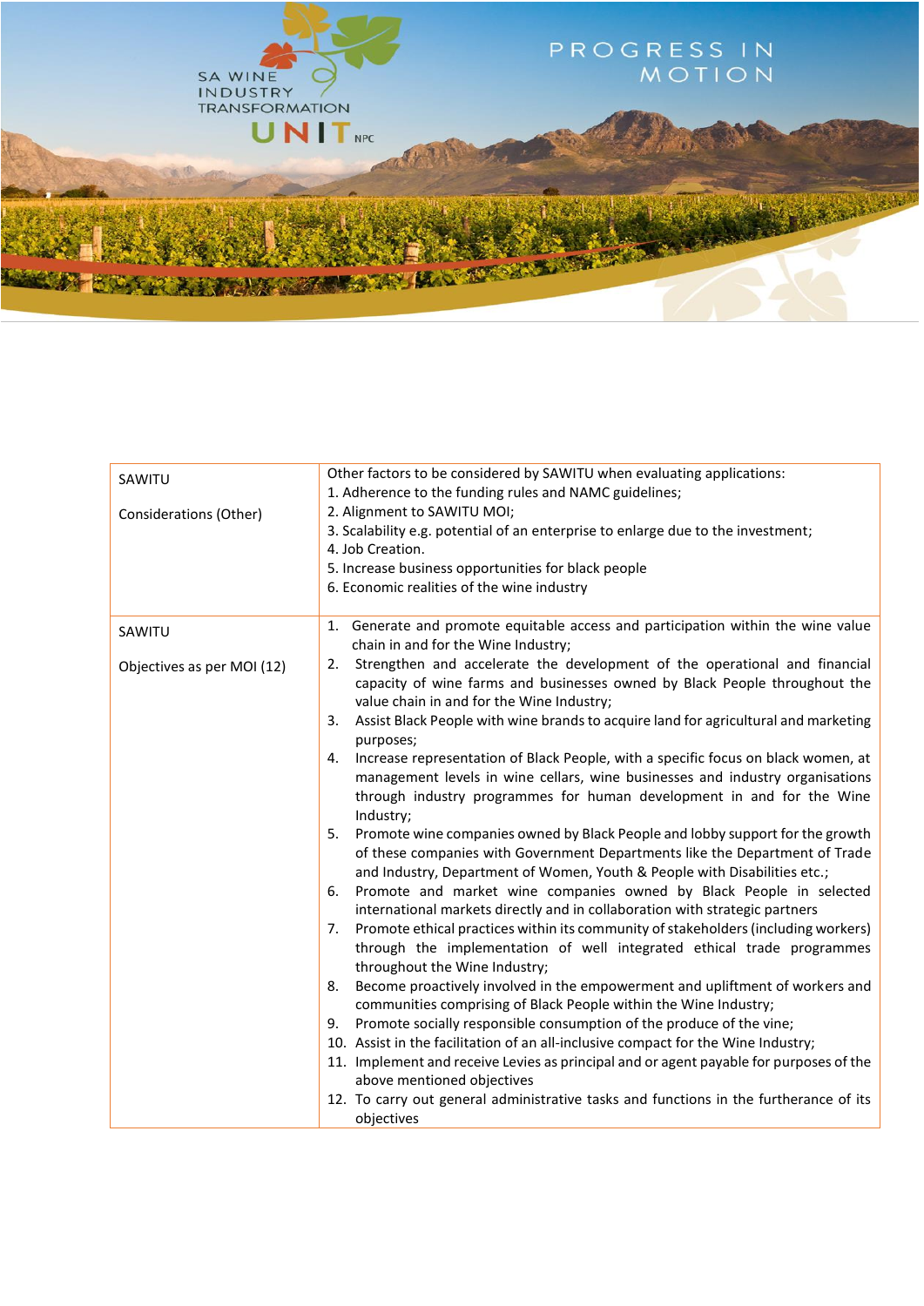| SAWITU<br><br>Considerations (Other) | Other factors to be considered by SAWITU when evaluating applications:<br>1. Adherence to the funding rules and NAMC guidelines;<br>2. Alignment to SAWITU MOI;<br>3. Scalability e.g. potential of an enterprise to enlarge due to the investment;<br>4. Job Creation.<br>5. Increase business opportunities for black people<br>6. Economic realities of the wine industry |
|---|---|
| SAWITU<br><br>Objectives as per MOI (12) | 1. Generate and promote equitable access and participation within the wine value chain in and for the Wine Industry;<br>2. Strengthen and accelerate the development of the operational and financial capacity of wine farms and businesses owned by Black People throughout the value chain in and for the Wine Industry;<br>3. Assist Black People with wine brands to acquire land for agricultural and marketing purposes;<br>4. Increase representation of Black People, with a specific focus on black women, at management levels in wine cellars, wine businesses and industry organisations through industry programmes for human development in and for the Wine Industry;<br>5. Promote wine companies owned by Black People and lobby support for the growth of these companies with Government Departments like the Department of Trade and Industry, Department of Women, Youth & People with Disabilities etc.;<br>6. Promote and market wine companies owned by Black People in selected international markets directly and in collaboration with strategic partners<br>7. Promote ethical practices within its community of stakeholders (including workers) through the implementation of well integrated ethical trade programmes throughout the Wine Industry;<br>8. Become proactively involved in the empowerment and upliftment of workers and communities comprising of Black People within the Wine Industry;<br>9. Promote socially responsible consumption of the produce of the vine;<br>10. Assist in the facilitation of an all-inclusive compact for the Wine Industry;<br>11. Implement and receive Levies as principal and or agent payable for purposes of the above mentioned objectives<br>12. To carry out general administrative tasks and functions in the furtherance of its objectives |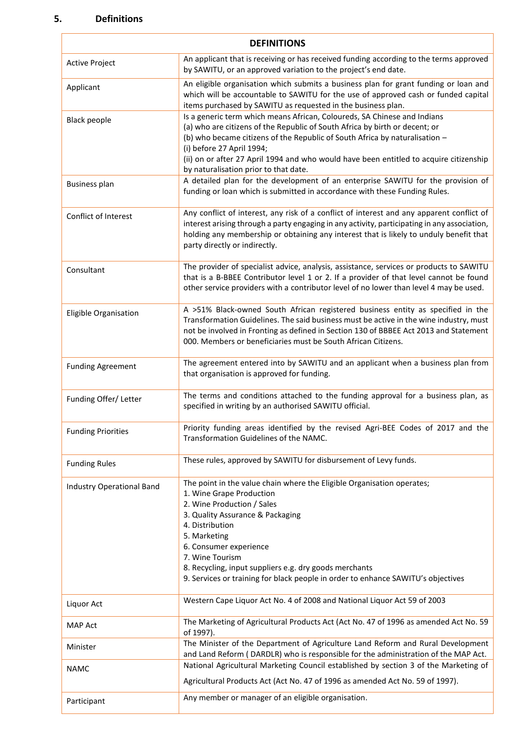## 5. Definitions

| DEFINITIONS | |
|---|---|
| Active Project | An applicant that is receiving or has received funding according to the terms approved by SAWITU, or an approved variation to the project's end date. |
| Applicant | An eligible organisation which submits a business plan for grant funding or loan and which will be accountable to SAWITU for the use of approved cash or funded capital items purchased by SAWITU as requested in the business plan. |
| Black people | Is a generic term which means African, Coloureds, SA Chinese and Indians<br>(a) who are citizens of the Republic of South Africa by birth or decent; or<br>(b) who became citizens of the Republic of South Africa by naturalisation –<br>(i) before 27 April 1994;<br>(ii) on or after 27 April 1994 and who would have been entitled to acquire citizenship by naturalisation prior to that date. |
| Business plan | A detailed plan for the development of an enterprise SAWITU for the provision of funding or loan which is submitted in accordance with these Funding Rules. |
| Conflict of Interest | Any conflict of interest, any risk of a conflict of interest and any apparent conflict of interest arising through a party engaging in any activity, participating in any association, holding any membership or obtaining any interest that is likely to unduly benefit that party directly or indirectly. |
| Consultant | The provider of specialist advice, analysis, assistance, services or products to SAWITU that is a B-BBEE Contributor level 1 or 2. If a provider of that level cannot be found other service providers with a contributor level of no lower than level 4 may be used. |
| Eligible Organisation | A >51% Black-owned South African registered business entity as specified in the Transformation Guidelines. The said business must be active in the wine industry, must not be involved in Fronting as defined in Section 130 of BBBEE Act 2013 and Statement 000. Members or beneficiaries must be South African Citizens. |
| Funding Agreement | The agreement entered into by SAWITU and an applicant when a business plan from that organisation is approved for funding. |
| Funding Offer/ Letter | The terms and conditions attached to the funding approval for a business plan, as specified in writing by an authorised SAWITU official. |
| Funding Priorities | Priority funding areas identified by the revised Agri-BEE Codes of 2017 and the Transformation Guidelines of the NAMC. |
| Funding Rules | These rules, approved by SAWITU for disbursement of Levy funds. |
| Industry Operational Band | The point in the value chain where the Eligible Organisation operates;<br>1. Wine Grape Production<br>2. Wine Production / Sales<br>3. Quality Assurance & Packaging<br>4. Distribution<br>5. Marketing<br>6. Consumer experience<br>7. Wine Tourism<br>8. Recycling, input suppliers e.g. dry goods merchants<br>9. Services or training for black people in order to enhance SAWITU's objectives |
| Liquor Act | Western Cape Liquor Act No. 4 of 2008 and National Liquor Act 59 of 2003 |
| MAP Act | The Marketing of Agricultural Products Act (Act No. 47 of 1996 as amended Act No. 59 of 1997). |
| Minister | The Minister of the Department of Agriculture Land Reform and Rural Development and Land Reform ( DARDLR) who is responsible for the administration of the MAP Act. |
| NAMC | National Agricultural Marketing Council established by section 3 of the Marketing of Agricultural Products Act (Act No. 47 of 1996 as amended Act No. 59 of 1997). |
| Participant | Any member or manager of an eligible organisation. |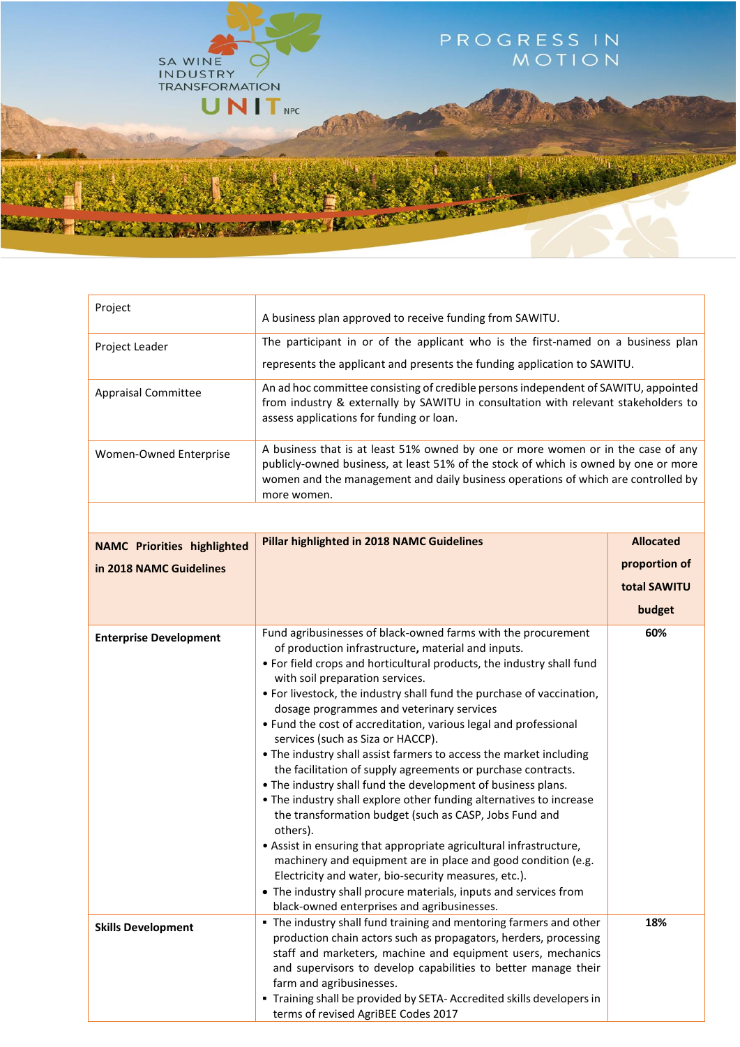| | |
|---|---|
| Project | A business plan approved to receive funding from SAWITU. |
| Project Leader | The participant in or of the applicant who is the first-named on a business plan represents the applicant and presents the funding application to SAWITU. |
| Appraisal Committee | An ad hoc committee consisting of credible persons independent of SAWITU, appointed from industry & externally by SAWITU in consultation with relevant stakeholders to assess applications for funding or loan. |
| Women-Owned Enterprise | A business that is at least 51% owned by one or more women or in the case of any publicly-owned business, at least 51% of the stock of which is owned by one or more women and the management and daily business operations of which are controlled by more women. |

| **NAMC Priorities highlighted in 2018 NAMC Guidelines** | **Pillar highlighted in 2018 NAMC Guidelines** | **Allocated proportion of total SAWITU budget** |
|---|---|---|
| **Enterprise Development** | Fund agribusinesses of black-owned farms with the procurement of production infrastructure**,** material and inputs.<br>• For field crops and horticultural products, the industry shall fund with soil preparation services.<br>• For livestock, the industry shall fund the purchase of vaccination, dosage programmes and veterinary services<br>• Fund the cost of accreditation, various legal and professional services (such as Siza or HACCP).<br>• The industry shall assist farmers to access the market including the facilitation of supply agreements or purchase contracts.<br>• The industry shall fund the development of business plans.<br>• The industry shall explore other funding alternatives to increase the transformation budget (such as CASP, Jobs Fund and others).<br>• Assist in ensuring that appropriate agricultural infrastructure, machinery and equipment are in place and good condition (e.g. Electricity and water, bio-security measures, etc.).<br>• The industry shall procure materials, inputs and services from black-owned enterprises and agribusinesses. | **60%** |
| **Skills Development** | ▪ The industry shall fund training and mentoring farmers and other production chain actors such as propagators, herders, processing staff and marketers, machine and equipment users, mechanics and supervisors to develop capabilities to better manage their farm and agribusinesses.<br>▪ Training shall be provided by SETA- Accredited skills developers in terms of revised AgriBEE Codes 2017 | **18%** |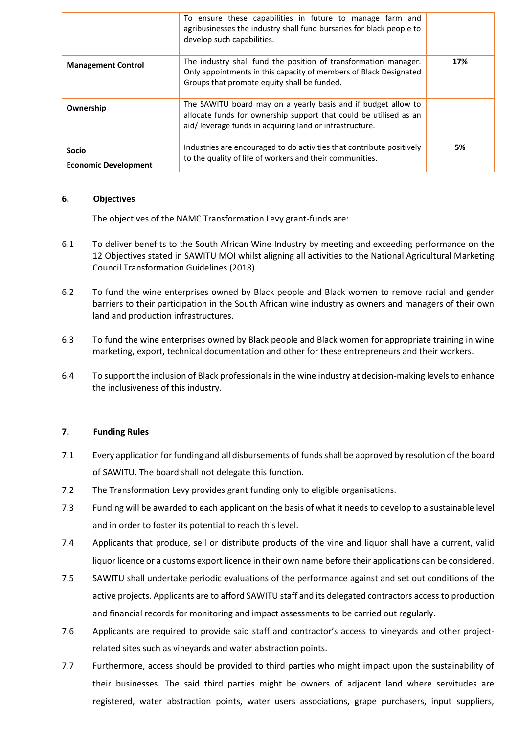| | | |
|---|---|---|
| | To ensure these capabilities in future to manage farm and agribusinesses the industry shall fund bursaries for black people to develop such capabilities. | |
| **Management Control** | The industry shall fund the position of transformation manager. Only appointments in this capacity of members of Black Designated Groups that promote equity shall be funded. | **17%** |
| **Ownership** | The SAWITU board may on a yearly basis and if budget allow to allocate funds for ownership support that could be utilised as an aid/ leverage funds in acquiring land or infrastructure. | |
| **Socio Economic Development** | Industries are encouraged to do activities that contribute positively to the quality of life of workers and their communities. | **5%** |

## 6. Objectives

The objectives of the NAMC Transformation Levy grant-funds are:

6.1 To deliver benefits to the South African Wine Industry by meeting and exceeding performance on the 12 Objectives stated in SAWITU MOI whilst aligning all activities to the National Agricultural Marketing Council Transformation Guidelines (2018).

6.2 To fund the wine enterprises owned by Black people and Black women to remove racial and gender barriers to their participation in the South African wine industry as owners and managers of their own land and production infrastructures.

6.3 To fund the wine enterprises owned by Black people and Black women for appropriate training in wine marketing, export, technical documentation and other for these entrepreneurs and their workers.

6.4 To support the inclusion of Black professionals in the wine industry at decision-making levels to enhance the inclusiveness of this industry.

## 7. Funding Rules

7.1 Every application for funding and all disbursements of funds shall be approved by resolution of the board of SAWITU. The board shall not delegate this function.

7.2 The Transformation Levy provides grant funding only to eligible organisations.

7.3 Funding will be awarded to each applicant on the basis of what it needs to develop to a sustainable level and in order to foster its potential to reach this level.

7.4 Applicants that produce, sell or distribute products of the vine and liquor shall have a current, valid liquor licence or a customs export licence in their own name before their applications can be considered.

7.5 SAWITU shall undertake periodic evaluations of the performance against and set out conditions of the active projects. Applicants are to afford SAWITU staff and its delegated contractors access to production and financial records for monitoring and impact assessments to be carried out regularly.

7.6 Applicants are required to provide said staff and contractor's access to vineyards and other project-related sites such as vineyards and water abstraction points.

7.7 Furthermore, access should be provided to third parties who might impact upon the sustainability of their businesses. The said third parties might be owners of adjacent land where servitudes are registered, water abstraction points, water users associations, grape purchasers, input suppliers,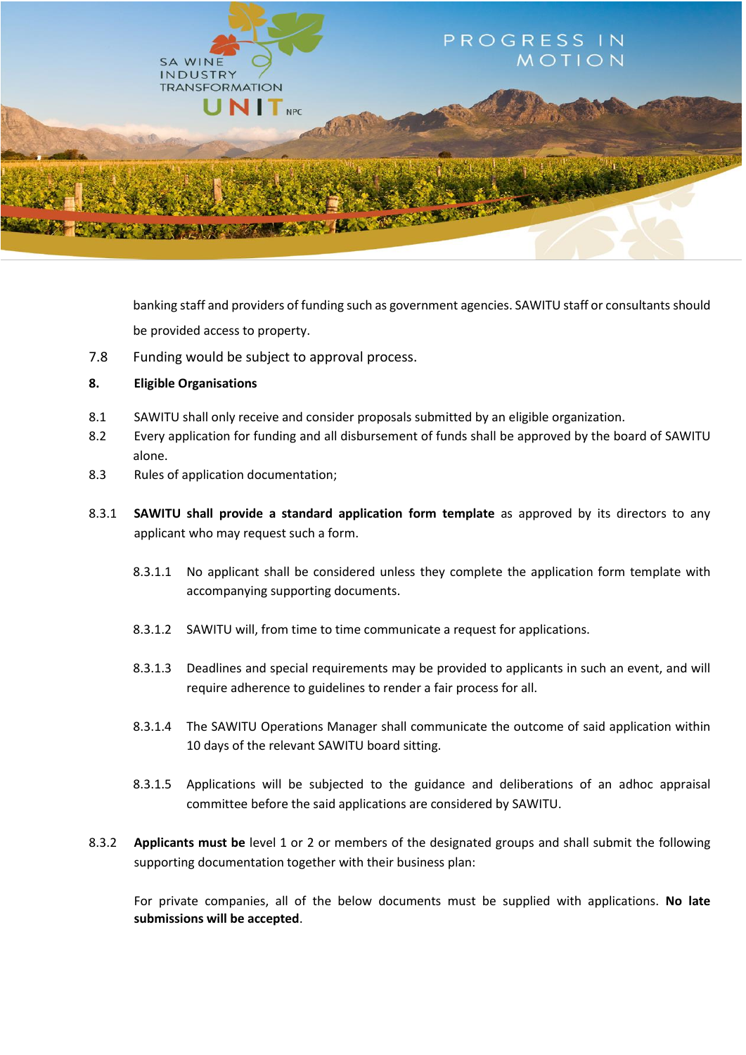banking staff and providers of funding such as government agencies. SAWITU staff or consultants should be provided access to property.

7.8 Funding would be subject to approval process.

**8. Eligible Organisations**

8.1 SAWITU shall only receive and consider proposals submitted by an eligible organization.

8.2 Every application for funding and all disbursement of funds shall be approved by the board of SAWITU alone.

8.3 Rules of application documentation;

8.3.1 **SAWITU shall provide a standard application form template** as approved by its directors to any applicant who may request such a form.

8.3.1.1 No applicant shall be considered unless they complete the application form template with accompanying supporting documents.

8.3.1.2 SAWITU will, from time to time communicate a request for applications.

8.3.1.3 Deadlines and special requirements may be provided to applicants in such an event, and will require adherence to guidelines to render a fair process for all.

8.3.1.4 The SAWITU Operations Manager shall communicate the outcome of said application within 10 days of the relevant SAWITU board sitting.

8.3.1.5 Applications will be subjected to the guidance and deliberations of an adhoc appraisal committee before the said applications are considered by SAWITU.

8.3.2 **Applicants must be** level 1 or 2 or members of the designated groups and shall submit the following supporting documentation together with their business plan:

For private companies, all of the below documents must be supplied with applications. **No late submissions will be accepted**.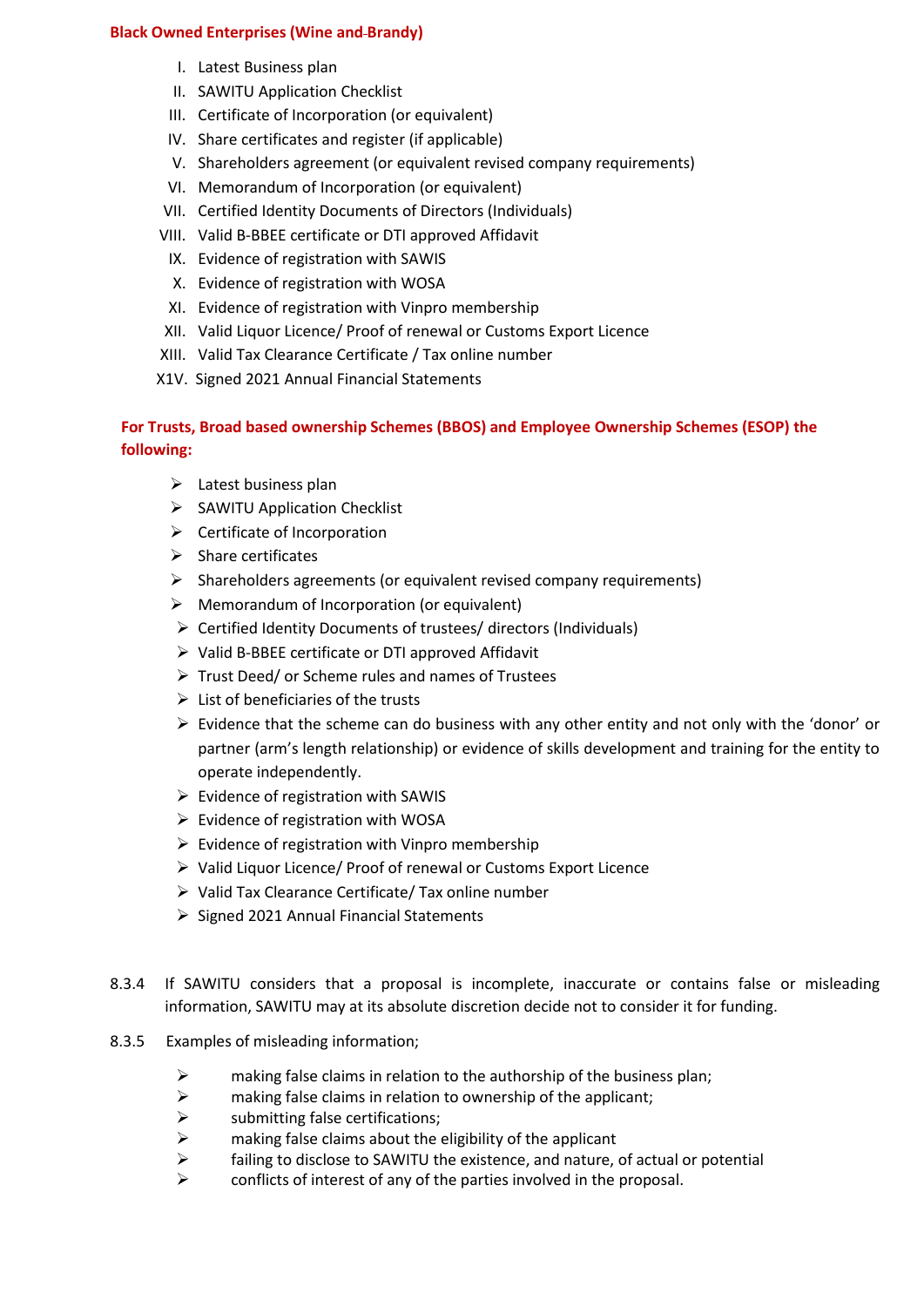**Black Owned Enterprises (Wine and Brandy)**

I. Latest Business plan
II. SAWITU Application Checklist
III. Certificate of Incorporation (or equivalent)
IV. Share certificates and register (if applicable)
V. Shareholders agreement (or equivalent revised company requirements)
VI. Memorandum of Incorporation (or equivalent)
VII. Certified Identity Documents of Directors (Individuals)
VIII. Valid B-BBEE certificate or DTI approved Affidavit
IX. Evidence of registration with SAWIS
X. Evidence of registration with WOSA
XI. Evidence of registration with Vinpro membership
XII. Valid Liquor Licence/ Proof of renewal or Customs Export Licence
XIII. Valid Tax Clearance Certificate / Tax online number
X1V. Signed 2021 Annual Financial Statements

**For Trusts, Broad based ownership Schemes (BBOS) and Employee Ownership Schemes (ESOP) the following:**

- Latest business plan
- SAWITU Application Checklist
- Certificate of Incorporation
- Share certificates
- Shareholders agreements (or equivalent revised company requirements)
- Memorandum of Incorporation (or equivalent)
- Certified Identity Documents of trustees/ directors (Individuals)
- Valid B-BBEE certificate or DTI approved Affidavit
- Trust Deed/ or Scheme rules and names of Trustees
- List of beneficiaries of the trusts
- Evidence that the scheme can do business with any other entity and not only with the 'donor' or partner (arm's length relationship) or evidence of skills development and training for the entity to operate independently.
- Evidence of registration with SAWIS
- Evidence of registration with WOSA
- Evidence of registration with Vinpro membership
- Valid Liquor Licence/ Proof of renewal or Customs Export Licence
- Valid Tax Clearance Certificate/ Tax online number
- Signed 2021 Annual Financial Statements

8.3.4 If SAWITU considers that a proposal is incomplete, inaccurate or contains false or misleading information, SAWITU may at its absolute discretion decide not to consider it for funding.

8.3.5 Examples of misleading information;

- making false claims in relation to the authorship of the business plan;
- making false claims in relation to ownership of the applicant;
- submitting false certifications;
- making false claims about the eligibility of the applicant
- failing to disclose to SAWITU the existence, and nature, of actual or potential
- conflicts of interest of any of the parties involved in the proposal.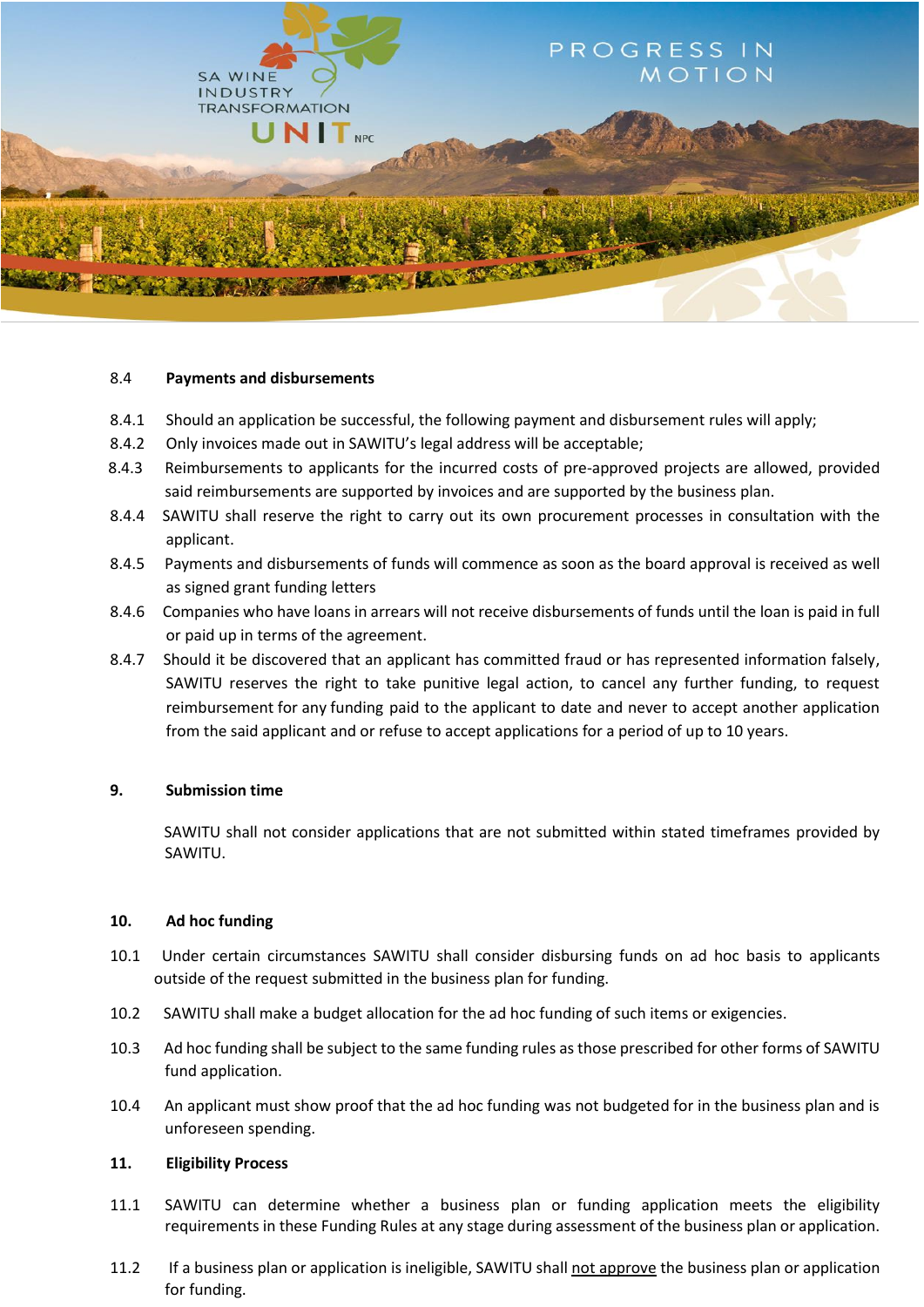8.4 **Payments and disbursements**

8.4.1 Should an application be successful, the following payment and disbursement rules will apply;

8.4.2 Only invoices made out in SAWITU's legal address will be acceptable;

8.4.3 Reimbursements to applicants for the incurred costs of pre-approved projects are allowed, provided said reimbursements are supported by invoices and are supported by the business plan.

8.4.4 SAWITU shall reserve the right to carry out its own procurement processes in consultation with the applicant.

8.4.5 Payments and disbursements of funds will commence as soon as the board approval is received as well as signed grant funding letters

8.4.6 Companies who have loans in arrears will not receive disbursements of funds until the loan is paid in full or paid up in terms of the agreement.

8.4.7 Should it be discovered that an applicant has committed fraud or has represented information falsely, SAWITU reserves the right to take punitive legal action, to cancel any further funding, to request reimbursement for any funding paid to the applicant to date and never to accept another application from the said applicant and or refuse to accept applications for a period of up to 10 years.

## 9. Submission time

SAWITU shall not consider applications that are not submitted within stated timeframes provided by SAWITU.

## 10. Ad hoc funding

10.1 Under certain circumstances SAWITU shall consider disbursing funds on ad hoc basis to applicants outside of the request submitted in the business plan for funding.

10.2 SAWITU shall make a budget allocation for the ad hoc funding of such items or exigencies.

10.3 Ad hoc funding shall be subject to the same funding rules as those prescribed for other forms of SAWITU fund application.

10.4 An applicant must show proof that the ad hoc funding was not budgeted for in the business plan and is unforeseen spending.

## 11. Eligibility Process

11.1 SAWITU can determine whether a business plan or funding application meets the eligibility requirements in these Funding Rules at any stage during assessment of the business plan or application.

11.2 If a business plan or application is ineligible, SAWITU shall not approve the business plan or application for funding.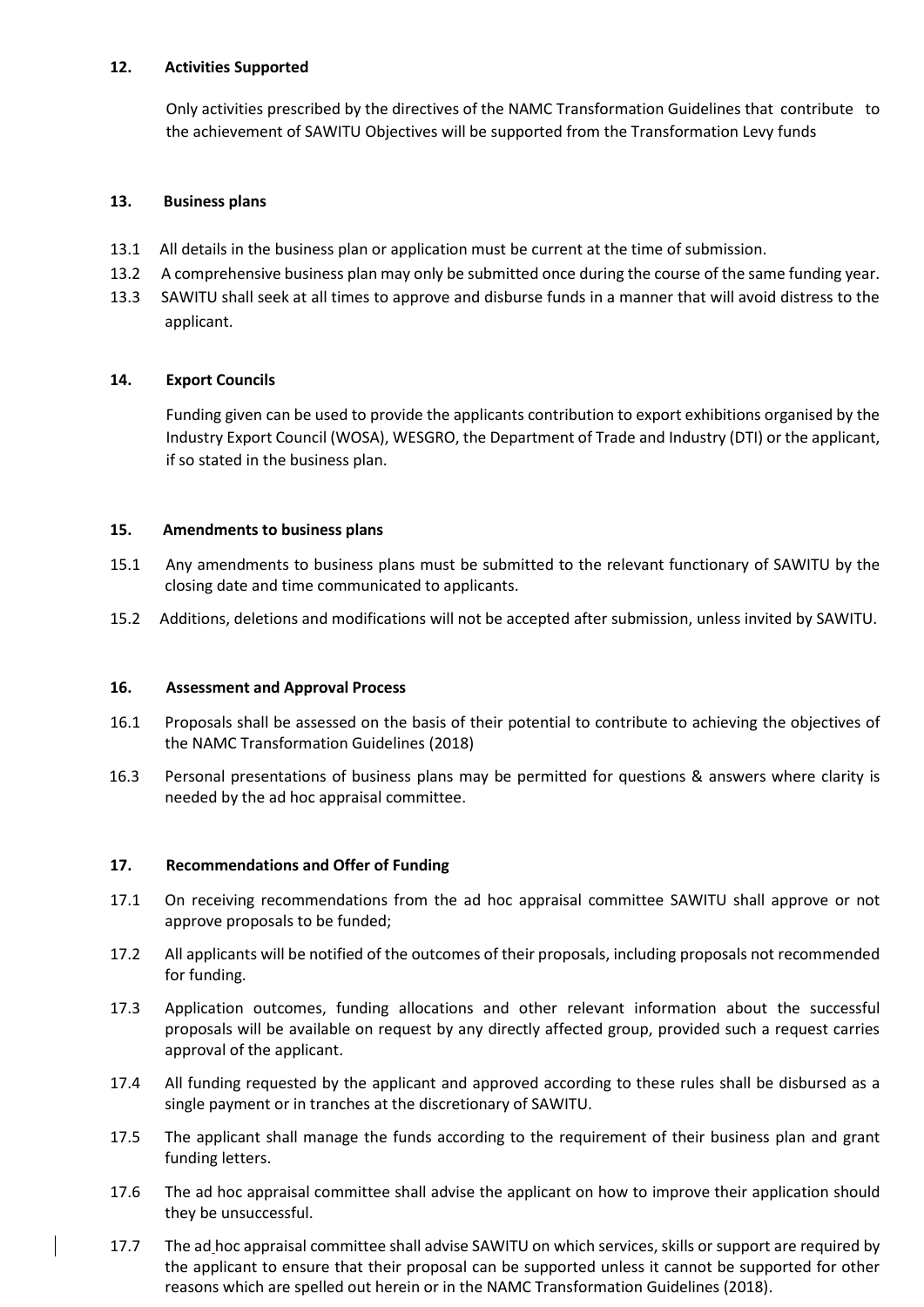**12. Activities Supported**

Only activities prescribed by the directives of the NAMC Transformation Guidelines that contribute to the achievement of SAWITU Objectives will be supported from the Transformation Levy funds

**13. Business plans**

13.1 All details in the business plan or application must be current at the time of submission.

13.2 A comprehensive business plan may only be submitted once during the course of the same funding year.

13.3 SAWITU shall seek at all times to approve and disburse funds in a manner that will avoid distress to the applicant.

**14. Export Councils**

Funding given can be used to provide the applicants contribution to export exhibitions organised by the Industry Export Council (WOSA), WESGRO, the Department of Trade and Industry (DTI) or the applicant, if so stated in the business plan.

**15. Amendments to business plans**

15.1 Any amendments to business plans must be submitted to the relevant functionary of SAWITU by the closing date and time communicated to applicants.

15.2 Additions, deletions and modifications will not be accepted after submission, unless invited by SAWITU.

**16. Assessment and Approval Process**

16.1 Proposals shall be assessed on the basis of their potential to contribute to achieving the objectives of the NAMC Transformation Guidelines (2018)

16.3 Personal presentations of business plans may be permitted for questions & answers where clarity is needed by the ad hoc appraisal committee.

**17. Recommendations and Offer of Funding**

17.1 On receiving recommendations from the ad hoc appraisal committee SAWITU shall approve or not approve proposals to be funded;

17.2 All applicants will be notified of the outcomes of their proposals, including proposals not recommended for funding.

17.3 Application outcomes, funding allocations and other relevant information about the successful proposals will be available on request by any directly affected group, provided such a request carries approval of the applicant.

17.4 All funding requested by the applicant and approved according to these rules shall be disbursed as a single payment or in tranches at the discretionary of SAWITU.

17.5 The applicant shall manage the funds according to the requirement of their business plan and grant funding letters.

17.6 The ad hoc appraisal committee shall advise the applicant on how to improve their application should they be unsuccessful.

17.7 The ad hoc appraisal committee shall advise SAWITU on which services, skills or support are required by the applicant to ensure that their proposal can be supported unless it cannot be supported for other reasons which are spelled out herein or in the NAMC Transformation Guidelines (2018).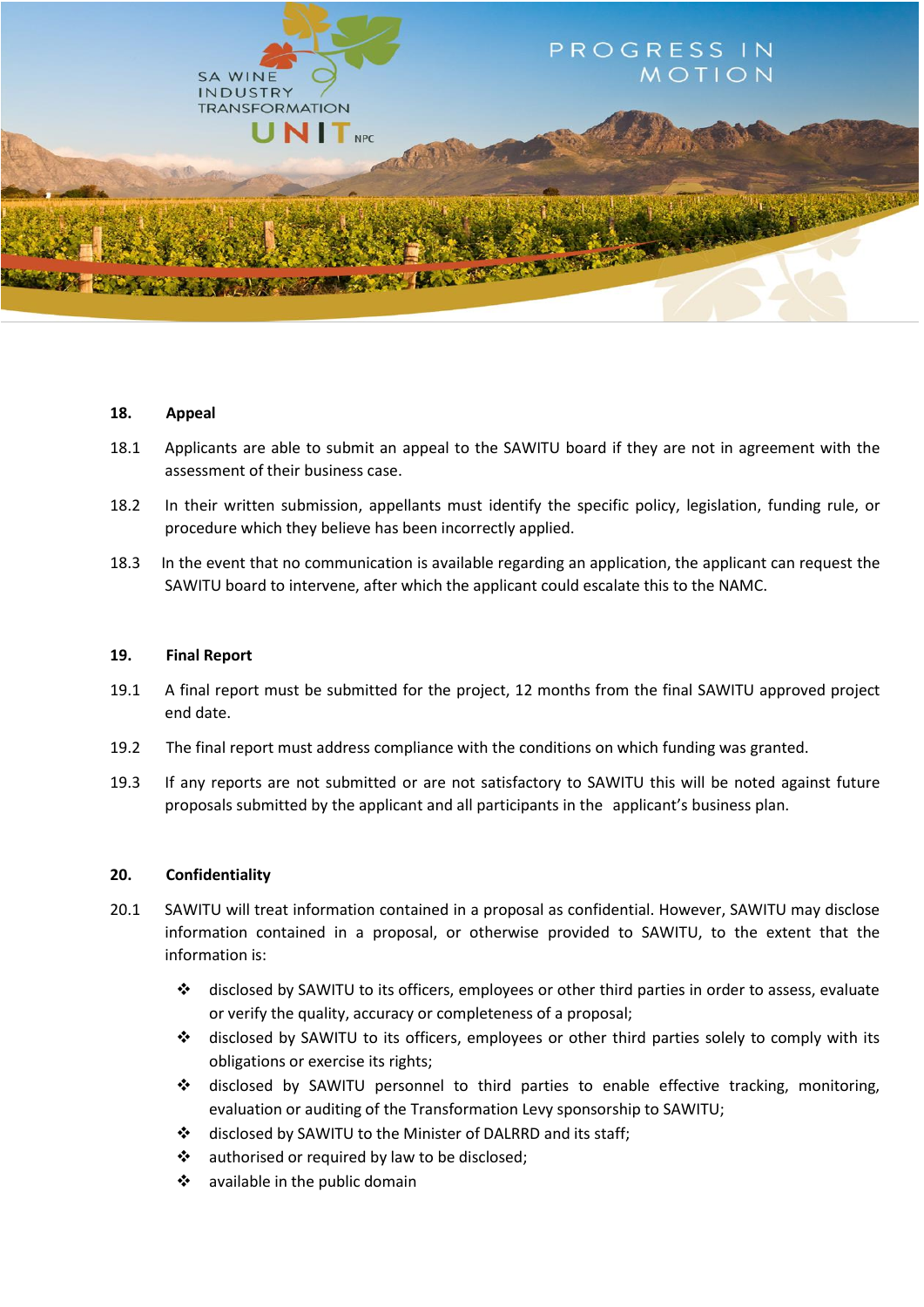## 18. Appeal

18.1 Applicants are able to submit an appeal to the SAWITU board if they are not in agreement with the assessment of their business case.

18.2 In their written submission, appellants must identify the specific policy, legislation, funding rule, or procedure which they believe has been incorrectly applied.

18.3 In the event that no communication is available regarding an application, the applicant can request the SAWITU board to intervene, after which the applicant could escalate this to the NAMC.

## 19. Final Report

19.1 A final report must be submitted for the project, 12 months from the final SAWITU approved project end date.

19.2 The final report must address compliance with the conditions on which funding was granted.

19.3 If any reports are not submitted or are not satisfactory to SAWITU this will be noted against future proposals submitted by the applicant and all participants in the applicant's business plan.

## 20. Confidentiality

20.1 SAWITU will treat information contained in a proposal as confidential. However, SAWITU may disclose information contained in a proposal, or otherwise provided to SAWITU, to the extent that the information is:

- disclosed by SAWITU to its officers, employees or other third parties in order to assess, evaluate or verify the quality, accuracy or completeness of a proposal;
- disclosed by SAWITU to its officers, employees or other third parties solely to comply with its obligations or exercise its rights;
- disclosed by SAWITU personnel to third parties to enable effective tracking, monitoring, evaluation or auditing of the Transformation Levy sponsorship to SAWITU;
- disclosed by SAWITU to the Minister of DALRRD and its staff;
- authorised or required by law to be disclosed;
- available in the public domain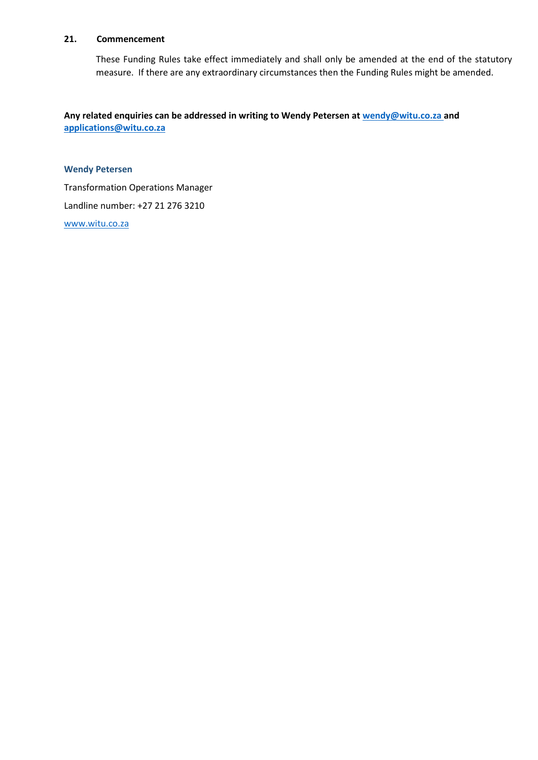## 21. Commencement

These Funding Rules take effect immediately and shall only be amended at the end of the statutory measure. If there are any extraordinary circumstances then the Funding Rules might be amended.

**Any related enquiries can be addressed in writing to Wendy Petersen at [wendy@witu.co.za](mailto:wendy@witu.co.za) and [applications@witu.co.za](mailto:applications@witu.co.za)**

**Wendy Petersen**

Transformation Operations Manager

Landline number: +27 21 276 3210

[www.witu.co.za](http://www.witu.co.za)